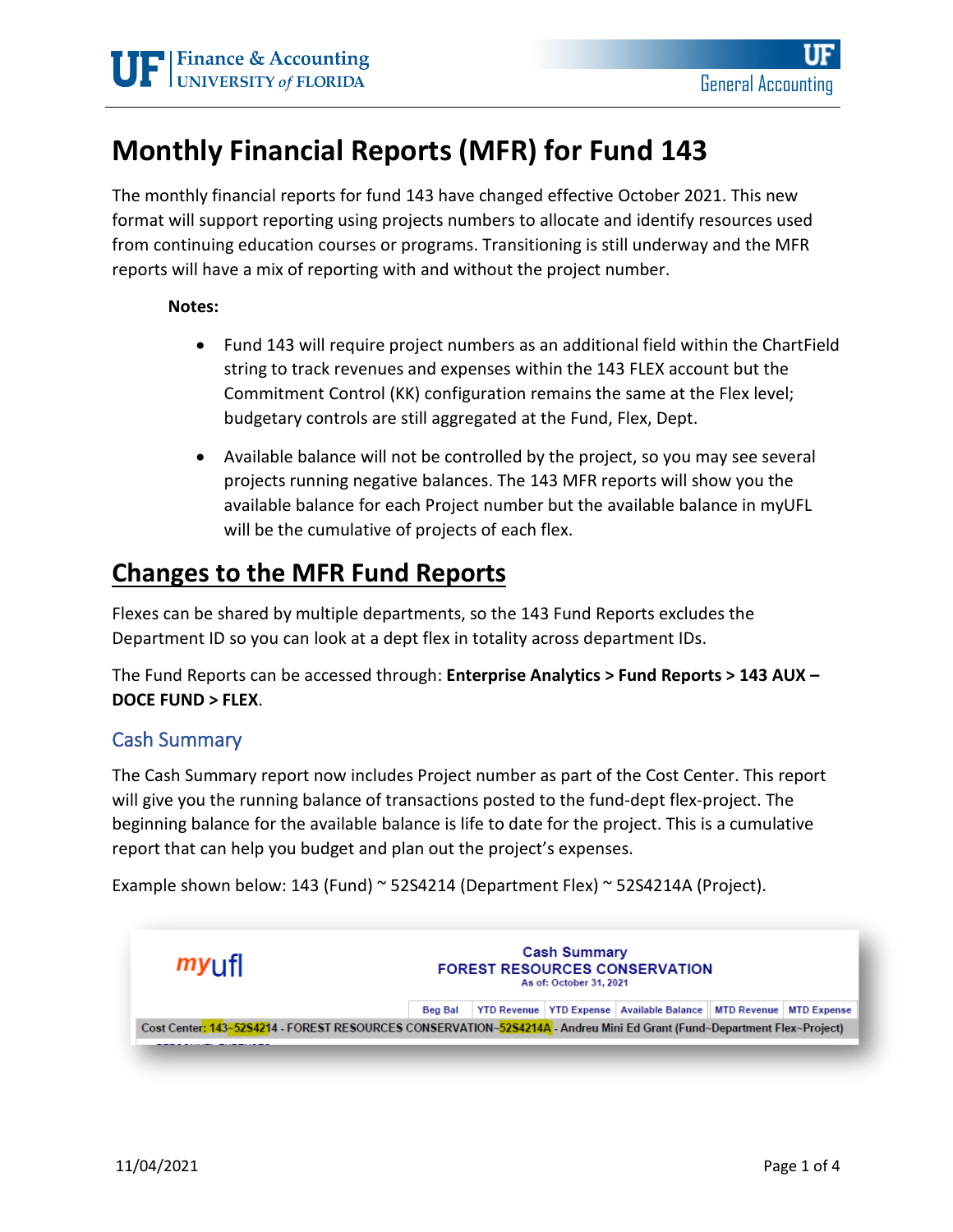# Monthly Financial Reports (MFR) for Fund 143

The monthly financial reports for fund 143 have changed effective October 2021. This new format will support reporting using projects numbers to allocate and identify resources used from continuing education courses or programs. Transitioning is still underway and the MFR reports will have a mix of reporting with and without the project number.

**Notes:**

- Fund 143 will require project numbers as an additional field within the ChartField string to track revenues and expenses within the 143 FLEX account but the Commitment Control (KK) configuration remains the same at the Flex level; budgetary controls are still aggregated at the Fund, Flex, Dept.
- Available balance will not be controlled by the project, so you may see several projects running negative balances. The 143 MFR reports will show you the available balance for each Project number but the available balance in myUFL will be the cumulative of projects of each flex.

## Changes to the MFR Fund Reports

Flexes can be shared by multiple departments, so the 143 Fund Reports excludes the Department ID so you can look at a dept flex in totality across department IDs.

The Fund Reports can be accessed through: **Enterprise Analytics > Fund Reports > 143 AUX – DOCE FUND > FLEX**.

### Cash Summary

The Cash Summary report now includes Project number as part of the Cost Center. This report will give you the running balance of transactions posted to the fund-dept flex-project. The beginning balance for the available balance is life to date for the project. This is a cumulative report that can help you budget and plan out the project's expenses.

Example shown below: 143 (Fund) ~ 52S4214 (Department Flex) ~ 52S4214A (Project).

myufl

Cash Summary
FOREST RESOURCES CONSERVATION
As of: October 31, 2021

| Beg Bal | YTD Revenue | YTD Expense | Available Balance | MTD Revenue | MTD Expense |
|---|---|---|---|---|---|

Cost Center: 143~52S4214 - FOREST RESOURCES CONSERVATION~52S4214A - Andreu Mini Ed Grant (Fund~Department Flex~Project)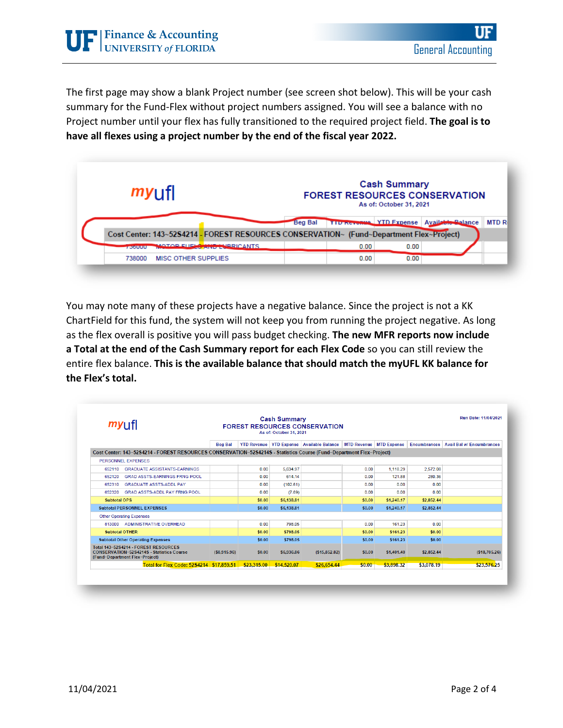The first page may show a blank Project number (see screen shot below). This will be your cash summary for the Fund-Flex without project numbers assigned. You will see a balance with no Project number until your flex has fully transitioned to the required project field. **The goal is to have all flexes using a project number by the end of the fiscal year 2022.**

myufl

Cash Summary
FOREST RESOURCES CONSERVATION
As of: October 31, 2021

| | | Beg Bal | YTD Revenue | YTD Expense | Available Balance | MTD R |
|---|---|---|---|---|---|---|
| Cost Center: 143-52S4214 - FOREST RESOURCES CONSERVATION~ (Fund~Department Flex~Project) | | | | | | |
| 736000 | MOTOR FUELS AND LUBRICANTS | | 0.00 | 0.00 | | |
| 738000 | MISC OTHER SUPPLIES | | 0.00 | 0.00 | | |

You may note many of these projects have a negative balance. Since the project is not a KK ChartField for this fund, the system will not keep you from running the project negative. As long as the flex overall is positive you will pass budget checking. **The new MFR reports now include a Total at the end of the Cash Summary report for each Flex Code** so you can still review the entire flex balance. **This is the available balance that should match the myUFL KK balance for the Flex's total.**

myufl

Cash Summary
FOREST RESOURCES CONSERVATION
As of: October 31, 2021

Run Date: 11/04/2021

| | Beg Bal | YTD Revenue | YTD Expense | Available Balance | MTD Revenue | MTD Expense | Encumbrances | Avail Bal w/ Encumbrances |
|---|---|---|---|---|---|---|---|---|
| Cost Center: 143-52S4214 - FOREST RESOURCES CONSERVATION-52S4214S - Statistics Course (Fund-Department Flex-Project) | | | | | | | | |
| PERSONNEL EXPENSES | | | | | | | | |
| 652110 GRADUATE ASSISTANTS-EARNINGS | | 0.00 | 5,634.97 | | 0.00 | 1,118.29 | 2,572.08 | |
| 652120 GRAD ASSTS-EARNINGS FRNG POOL | | 0.00 | 614.14 | | 0.00 | 121.88 | 280.36 | |
| 652310 GRADUATE ASSTS-ADDL PAY | | 0.00 | (102.61) | | 0.00 | 0.00 | 0.00 | |
| 652320 GRAD ASSTS-ADDL PAY FRNG POOL | | 0.00 | (7.69) | | 0.00 | 0.00 | 0.00 | |
| Subtotal OPS | | $0.00 | $6,138.81 | | $0.00 | $1,240.17 | $2,852.44 | |
| Subtotal PERSONNEL EXPENSES | | $0.00 | $6,138.81 | | $0.00 | $1,240.17 | $2,852.44 | |
| Other Operating Expenses | | | | | | | | |
| 813000 ADMINISTRATIVE OVERHEAD | | 0.00 | 798.05 | | 0.00 | 161.23 | 0.00 | |
| Subtotal OTHER | | $0.00 | $798.05 | | $0.00 | $161.23 | $0.00 | |
| Subtotal Other Operating Expenses | | $0.00 | $798.05 | | $0.00 | $161.23 | $0.00 | |
| Total 143-52S4214 - FOREST RESOURCES CONSERVATION-52S4214S - Statistics Course (Fund-Department Flex-Project) | ($8,915.96) | $0.00 | $6,936.86 | ($15,852.82) | $0.00 | $1,401.40 | $2,852.44 | ($18,705.26) |
| Total for Flex Code: 52S4214 | $17,859.51 | $23,315.00 | $14,520.07 | $26,654.44 | $0.00 | $3,898.32 | $3,078.19 | $23,576.25 |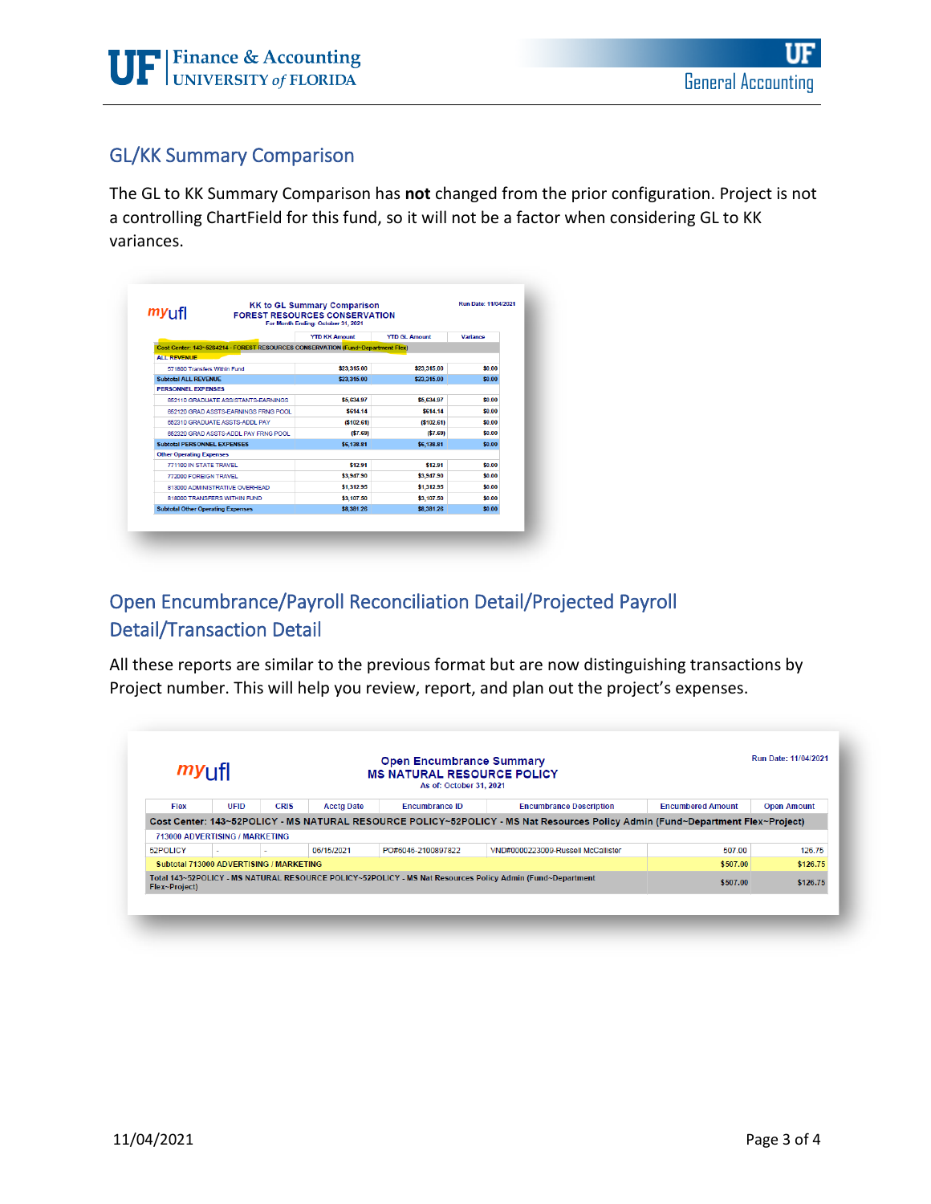## GL/KK Summary Comparison

The GL to KK Summary Comparison has **not** changed from the prior configuration. Project is not a controlling ChartField for this fund, so it will not be a factor when considering GL to KK variances.

myufl

**KK to GL Summary Comparison**
**FOREST RESOURCES CONSERVATION**
For Month Ending: October 31, 2021

Run Date: 11/04/2021

| | YTD KK Amount | YTD GL Amount | Variance |
|---|---|---|---|
| Cost Center: 143~5264214 - FOREST RESOURCES CONSERVATION (Fund~Department Flex) | | | |
| ALL REVENUE | | | |
| 571800 Transfers Within Fund | $23,315.00 | $23,315.00 | $0.00 |
| Subtotal ALL REVENUE | $23,315.00 | $23,315.00 | $0.00 |
| PERSONNEL EXPENSES | | | |
| 652110 GRADUATE ASSISTANTS-EARNINGS | $5,634.97 | $5,634.97 | $0.00 |
| 652120 GRAD ASSTS-EARNINGS FRNG POOL | $614.14 | $614.14 | $0.00 |
| 652310 GRADUATE ASSTS-ADDL PAY | ($102.61) | ($102.61) | $0.00 |
| 652320 GRAD ASSTS-ADDL PAY FRNG POOL | ($7.69) | ($7.69) | $0.00 |
| Subtotal PERSONNEL EXPENSES | $6,138.81 | $6,138.81 | $0.00 |
| Other Operating Expenses | | | |
| 771100 IN STATE TRAVEL | $12.91 | $12.91 | $0.00 |
| 772000 FOREIGN TRAVEL | $3,947.90 | $3,947.90 | $0.00 |
| 813000 ADMINISTRATIVE OVERHEAD | $1,312.95 | $1,312.95 | $0.00 |
| 818000 TRANSFERS WITHIN FUND | $3,107.50 | $3,107.50 | $0.00 |
| Subtotal Other Operating Expenses | $8,381.26 | $8,381.26 | $0.00 |

## Open Encumbrance/Payroll Reconciliation Detail/Projected Payroll Detail/Transaction Detail

All these reports are similar to the previous format but are now distinguishing transactions by Project number. This will help you review, report, and plan out the project's expenses.

myufl

**Open Encumbrance Summary**
**MS NATURAL RESOURCE POLICY**
As of: October 31, 2021

Run Date: 11/04/2021

| Flex | UFID | CRIS | Acctg Date | Encumbrance ID | Encumbrance Description | Encumbered Amount | Open Amount |
|---|---|---|---|---|---|---|---|
| Cost Center: 143~52POLICY - MS NATURAL RESOURCE POLICY~52POLICY - MS Nat Resources Policy Admin (Fund~Department Flex~Project) | | | | | | | |
| 713000 ADVERTISING / MARKETING | | | | | | | |
| 52POLICY | - | - | 06/15/2021 | PO#6046-2100897822 | VND#0000223009-Russell McCallister | 507.00 | 126.75 |
| Subtotal 713000 ADVERTISING / MARKETING | | | | | | $507.00 | $126.75 |
| Total 143~52POLICY - MS NATURAL RESOURCE POLICY~52POLICY - MS Nat Resources Policy Admin (Fund~Department Flex~Project) | | | | | | $507.00 | $126.75 |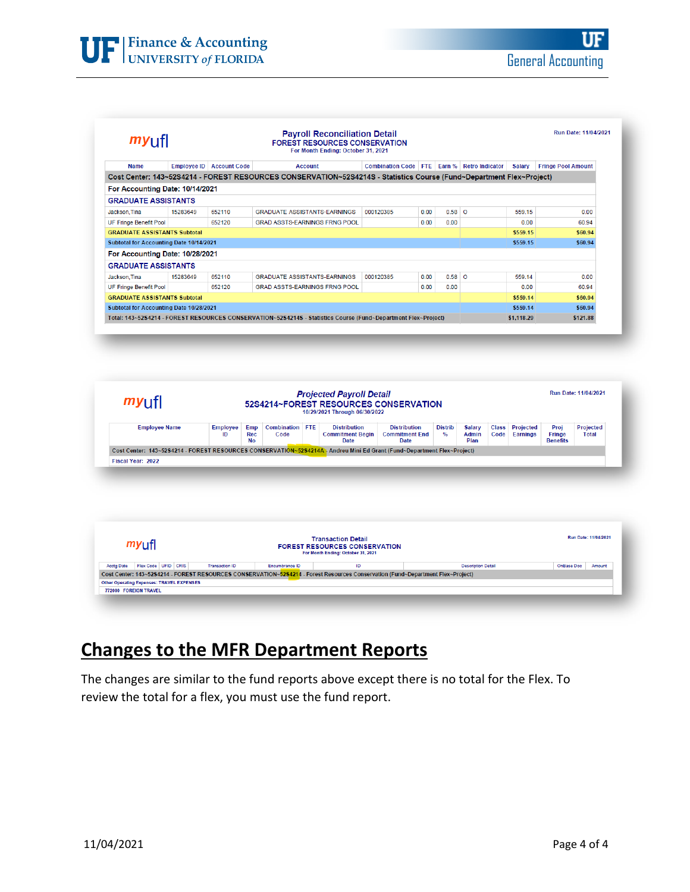**myufl**

**Payroll Reconciliation Detail**
**FOREST RESOURCES CONSERVATION**
For Month Ending: October 31, 2021

Run Date: 11/04/2021

| Name | Employee ID | Account Code | Account | Combination Code | FTE | Earn % | Retro Indicator | Salary | Fringe Pool Amount |
|---|---|---|---|---|---|---|---|---|---|
| **Cost Center: 143~52S4214 - FOREST RESOURCES CONSERVATION~52S4214S - Statistics Course (Fund~Department Flex~Project)** | | | | | | | | | |
| **For Accounting Date: 10/14/2021** | | | | | | | | | |
| **GRADUATE ASSISTANTS** | | | | | | | | | |
| Jackson,Tina | 15283649 | 652110 | GRADUATE ASSISTANTS-EARNINGS | 000120385 | 0.00 | 0.58 | O | 559.15 | 0.00 |
| UF Fringe Benefit Pool | | 652120 | GRAD ASSTS-EARNINGS FRNG POOL | | 0.00 | 0.00 | | 0.00 | 60.94 |
| GRADUATE ASSISTANTS Subtotal | | | | | | | | $559.15 | $60.94 |
| Subtotal for Accounting Date 10/14/2021 | | | | | | | | $559.15 | $60.94 |
| **For Accounting Date: 10/28/2021** | | | | | | | | | |
| **GRADUATE ASSISTANTS** | | | | | | | | | |
| Jackson,Tina | 15283649 | 652110 | GRADUATE ASSISTANTS-EARNINGS | 000120385 | 0.00 | 0.58 | O | 559.14 | 0.00 |
| UF Fringe Benefit Pool | | 652120 | GRAD ASSTS-EARNINGS FRNG POOL | | 0.00 | 0.00 | | 0.00 | 60.94 |
| GRADUATE ASSISTANTS Subtotal | | | | | | | | $559.14 | $60.94 |
| Subtotal for Accounting Date 10/28/2021 | | | | | | | | $559.14 | $60.94 |
| Total: 143~52S4214 - FOREST RESOURCES CONSERVATION~52S4214S - Statistics Course (Fund~Department Flex~Project) | | | | | | | | $1,118.29 | $121.88 |

**myufl**

***Projected Payroll Detail***
**52S4214~FOREST RESOURCES CONSERVATION**
10/29/2021 Through 06/30/2022

Run Date: 11/04/2021

| Employee Name | Employee ID | Emp Rec No | Combination Code | FTE | Distribution Commitment Begin Date | Distribution Commitment End Date | Distrib % | Salary Admin Plan | Class Code | Projected Earnings | Proj Fringe Benefits | Projected Total |
|---|---|---|---|---|---|---|---|---|---|---|---|---|
| Cost Center: 143~52S4214 - FOREST RESOURCES CONSERVATION~52S4214A - Andreu Mini Ed Grant (Fund~Department Flex~Project) | | | | | | | | | | | | |
| Fiscal Year: 2022 | | | | | | | | | | | | |

**myufl**

**Transaction Detail**
**FOREST RESOURCES CONSERVATION**
For Month Ending: October 31, 2021

Run Date: 11/04/2021

| Acctg Date | Flex Code | UFID | CRIS | Transaction ID | Encumbrance ID | ID | Description Detail | OnBase Doc | Amount |
|---|---|---|---|---|---|---|---|---|---|
| Cost Center: 143~52S4214 - FOREST RESOURCES CONSERVATION~52S4214 - Forest Resources Conservation (Fund~Department Flex~Project) | | | | | | | | | |
| Other Operating Expenses: TRAVEL EXPENSES | | | | | | | | | |
| 772000 FOREIGN TRAVEL | | | | | | | | | |

## Changes to the MFR Department Reports

The changes are similar to the fund reports above except there is no total for the Flex. To review the total for a flex, you must use the fund report.